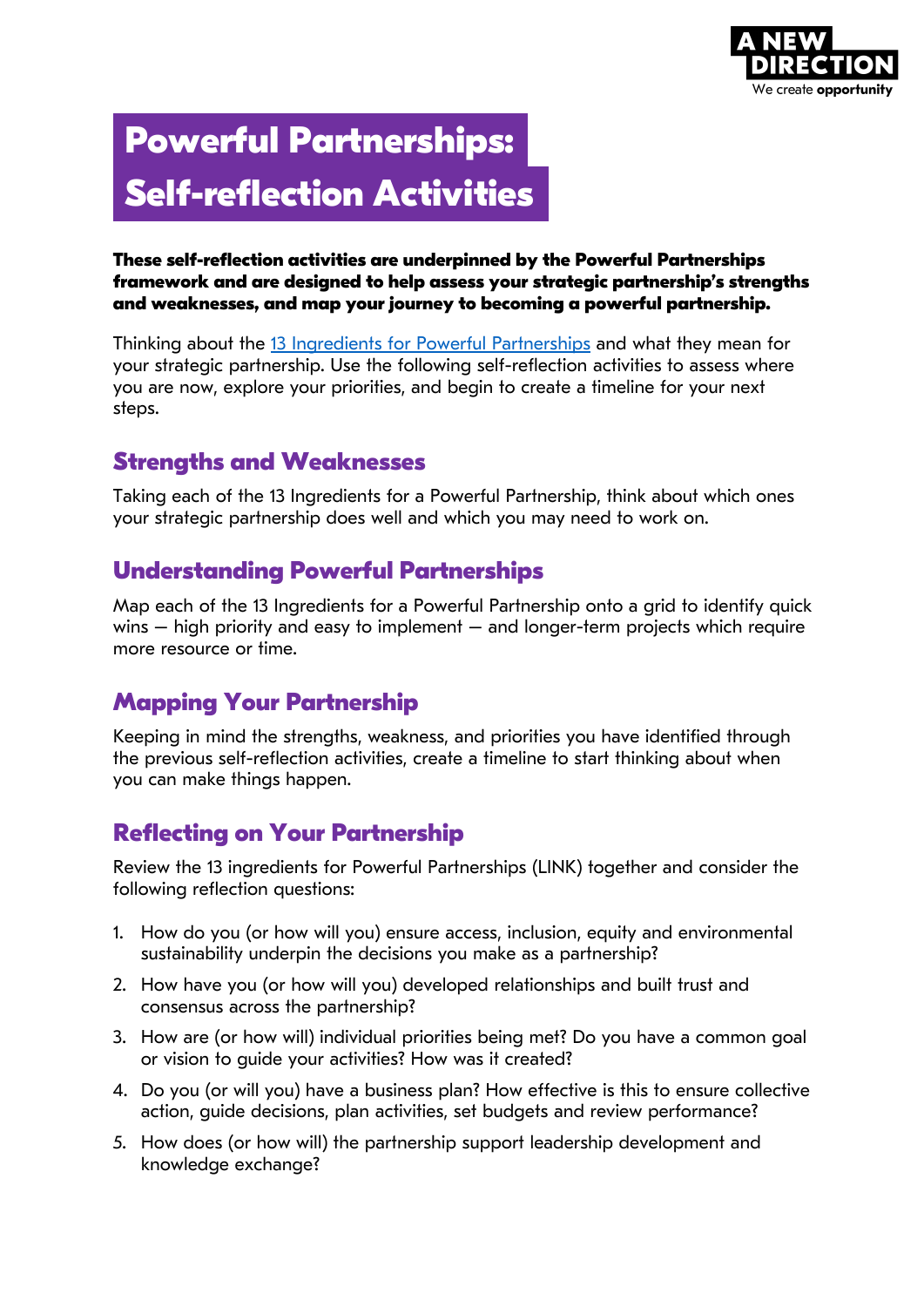A NEW DIRECTION
We create **opportunity**

# Powerful Partnerships: Self-reflection Activities

**These self-reflection activities are underpinned by the Powerful Partnerships framework and are designed to help assess your strategic partnership's strengths and weaknesses, and map your journey to becoming a powerful partnership.**

Thinking about the [13 Ingredients for Powerful Partnerships]() and what they mean for your strategic partnership. Use the following self-reflection activities to assess where you are now, explore your priorities, and begin to create a timeline for your next steps.

## Strengths and Weaknesses

Taking each of the 13 Ingredients for a Powerful Partnership, think about which ones your strategic partnership does well and which you may need to work on.

## Understanding Powerful Partnerships

Map each of the 13 Ingredients for a Powerful Partnership onto a grid to identify quick wins – high priority and easy to implement – and longer-term projects which require more resource or time.

## Mapping Your Partnership

Keeping in mind the strengths, weakness, and priorities you have identified through the previous self-reflection activities, create a timeline to start thinking about when you can make things happen.

## Reflecting on Your Partnership

Review the 13 ingredients for Powerful Partnerships (LINK) together and consider the following reflection questions:

1. How do you (or how will you) ensure access, inclusion, equity and environmental sustainability underpin the decisions you make as a partnership?
2. How have you (or how will you) developed relationships and built trust and consensus across the partnership?
3. How are (or how will) individual priorities being met? Do you have a common goal or vision to guide your activities? How was it created?
4. Do you (or will you) have a business plan? How effective is this to ensure collective action, guide decisions, plan activities, set budgets and review performance?
5. How does (or how will) the partnership support leadership development and knowledge exchange?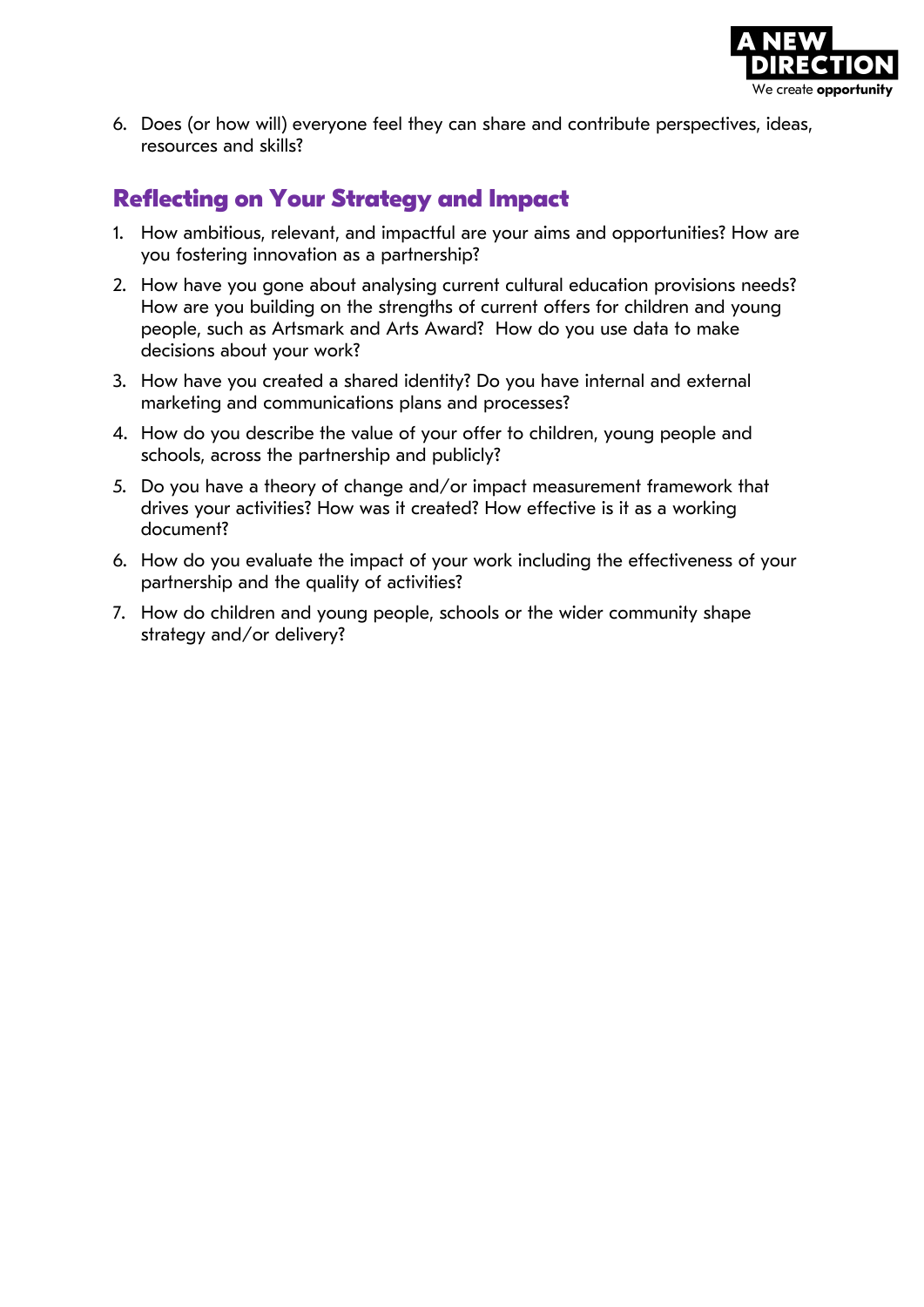6. Does (or how will) everyone feel they can share and contribute perspectives, ideas, resources and skills?

## Reflecting on Your Strategy and Impact

1. How ambitious, relevant, and impactful are your aims and opportunities? How are you fostering innovation as a partnership?
2. How have you gone about analysing current cultural education provisions needs? How are you building on the strengths of current offers for children and young people, such as Artsmark and Arts Award? How do you use data to make decisions about your work?
3. How have you created a shared identity? Do you have internal and external marketing and communications plans and processes?
4. How do you describe the value of your offer to children, young people and schools, across the partnership and publicly?
5. Do you have a theory of change and/or impact measurement framework that drives your activities? How was it created? How effective is it as a working document?
6. How do you evaluate the impact of your work including the effectiveness of your partnership and the quality of activities?
7. How do children and young people, schools or the wider community shape strategy and/or delivery?